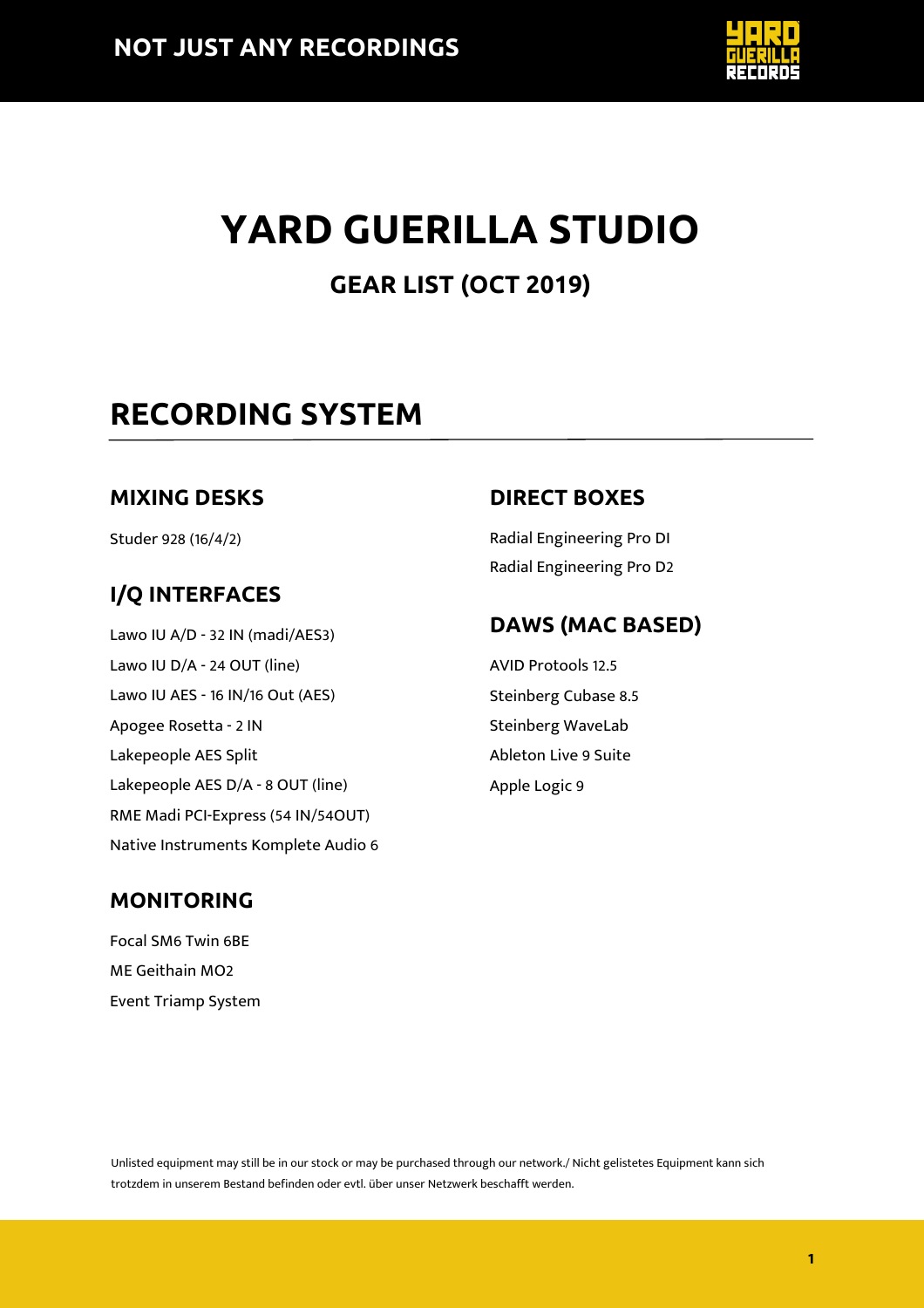# YARD GUERILLA STUDIO

## GEAR LIST (OCT 2019)

## RECORDING SYSTEM

### MIXING DESKS

Studer 928 (16/4/2)

### I/Q INTERFACES

Lawo IU A/D - 32 IN (madi/AES3)

Lawo IU D/A - 24 OUT (line)

Lawo IU AES - 16 IN/16 Out (AES)

Apogee Rosetta - 2 IN

Lakepeople AES Split

Lakepeople AES D/A - 8 OUT (line)

RME Madi PCI-Express (54 IN/54OUT)

Native Instruments Komplete Audio 6

### MONITORING

Focal SM6 Twin 6BE

ME Geithain MO2

Event Triamp System

### DIRECT BOXES

Radial Engineering Pro DI

Radial Engineering Pro D2

### DAWS (MAC BASED)

AVID Protools 12.5

Steinberg Cubase 8.5

Steinberg WaveLab

Ableton Live 9 Suite

Apple Logic 9

Unlisted equipment may still be in our stock or may be purchased through our network./ Nicht gelistetes Equipment kann sich trotzdem in unserem Bestand befinden oder evtl. über unser Netzwerk beschafft werden.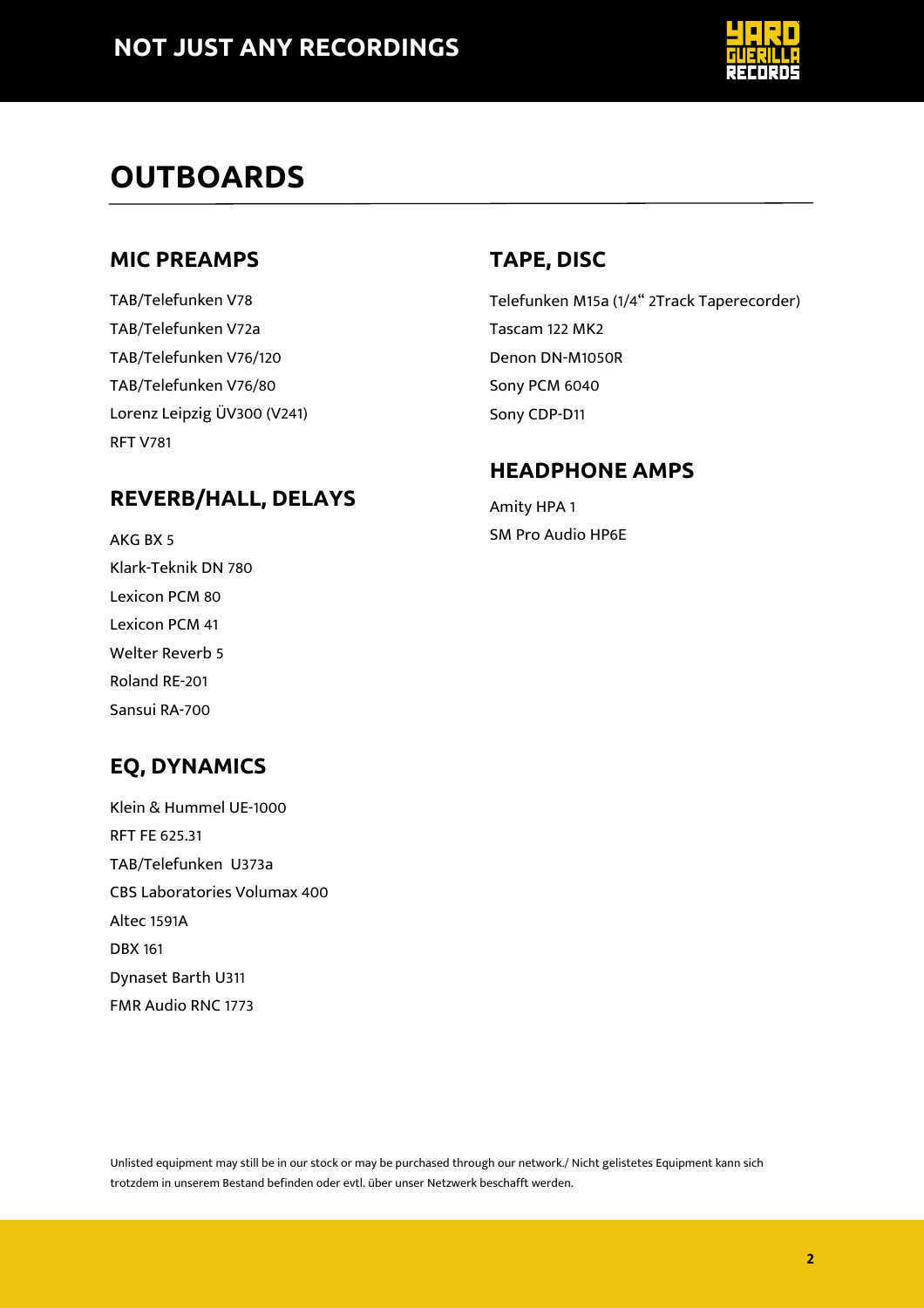# OUTBOARDS

## MIC PREAMPS

TAB/Telefunken V78
TAB/Telefunken V72a
TAB/Telefunken V76/120
TAB/Telefunken V76/80
Lorenz Leipzig ÜV300 (V241)
RFT V781

## REVERB/HALL, DELAYS

AKG BX 5
Klark-Teknik DN 780
Lexicon PCM 80
Lexicon PCM 41
Welter Reverb 5
Roland RE-201
Sansui RA-700

## EQ, DYNAMICS

Klein & Hummel UE-1000
RFT FE 625.31
TAB/Telefunken U373a
CBS Laboratories Volumax 400
Altec 1591A
DBX 161
Dynaset Barth U311
FMR Audio RNC 1773

## TAPE, DISC

Telefunken M15a (1/4" 2Track Taperecorder)
Tascam 122 MK2
Denon DN-M1050R
Sony PCM 6040
Sony CDP-D11

## HEADPHONE AMPS

Amity HPA 1
SM Pro Audio HP6E

Unlisted equipment may still be in our stock or may be purchased through our network./ Nicht gelistetes Equipment kann sich trotzdem in unserem Bestand befinden oder evtl. über unser Netzwerk beschafft werden.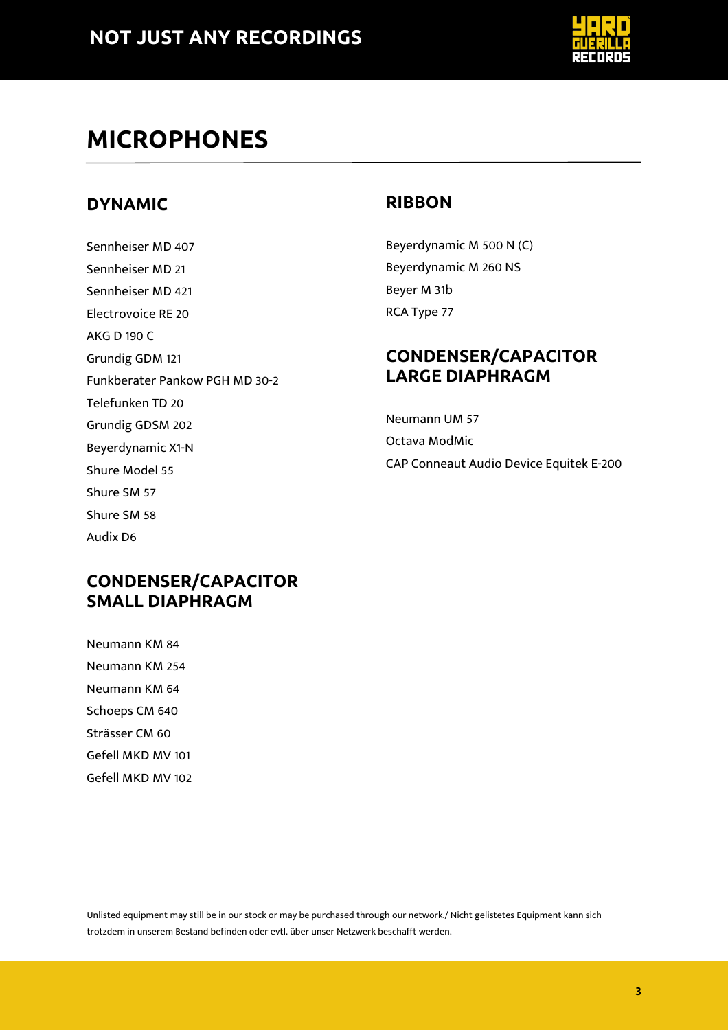# MICROPHONES

## DYNAMIC

Sennheiser MD 407
Sennheiser MD 21
Sennheiser MD 421
Electrovoice RE 20
AKG D 190 C
Grundig GDM 121
Funkberater Pankow PGH MD 30-2
Telefunken TD 20
Grundig GDSM 202
Beyerdynamic X1-N
Shure Model 55
Shure SM 57
Shure SM 58
Audix D6

## CONDENSER/CAPACITOR SMALL DIAPHRAGM

Neumann KM 84
Neumann KM 254
Neumann KM 64
Schoeps CM 640
Strässer CM 60
Gefell MKD MV 101
Gefell MKD MV 102

## RIBBON

Beyerdynamic M 500 N (C)
Beyerdynamic M 260 NS
Beyer M 31b
RCA Type 77

## CONDENSER/CAPACITOR LARGE DIAPHRAGM

Neumann UM 57
Octava ModMic
CAP Conneaut Audio Device Equitek E-200

Unlisted equipment may still be in our stock or may be purchased through our network./ Nicht gelistetes Equipment kann sich trotzdem in unserem Bestand befinden oder evtl. über unser Netzwerk beschafft werden.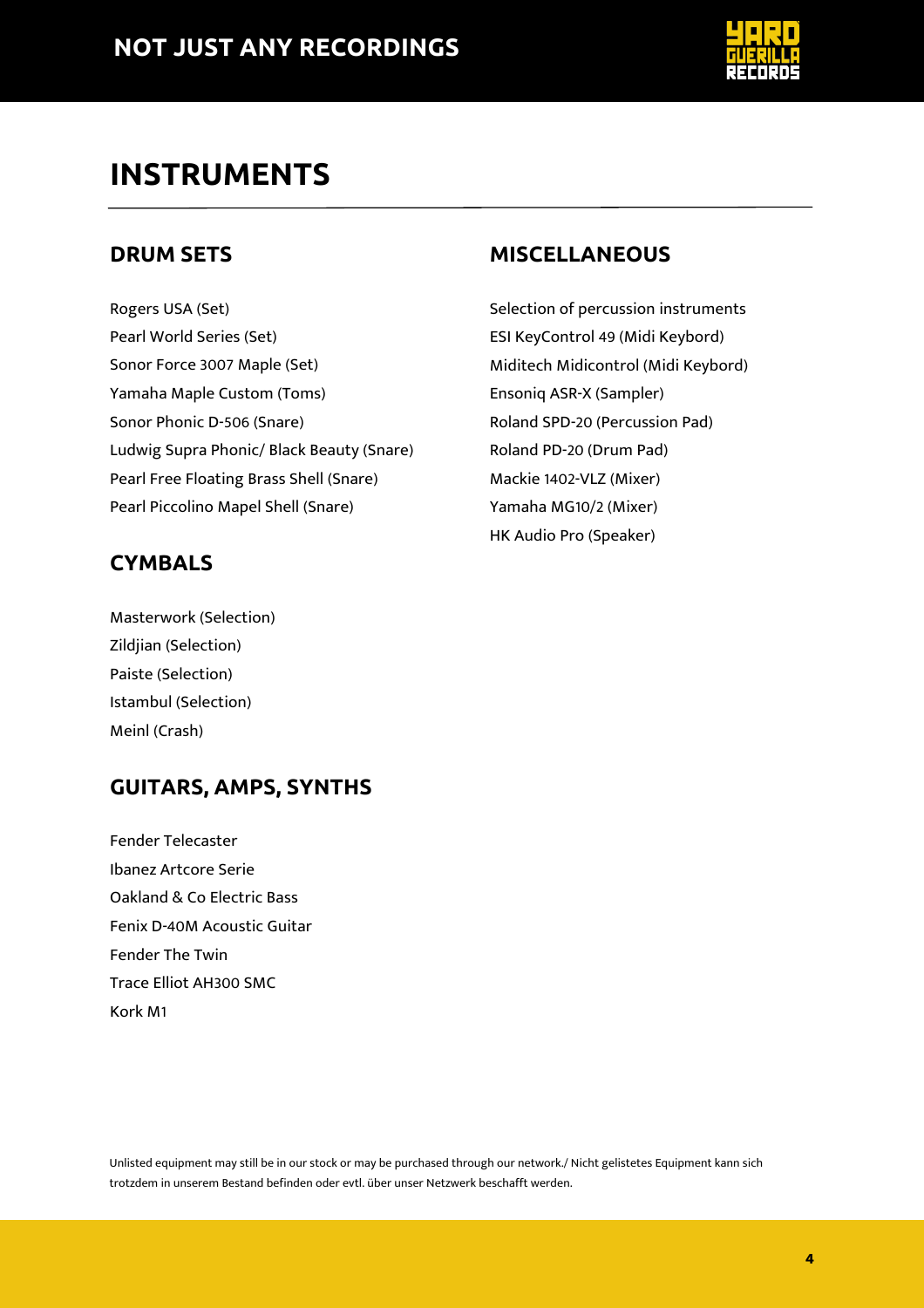# INSTRUMENTS

## DRUM SETS

Rogers USA (Set)
Pearl World Series (Set)
Sonor Force 3007 Maple (Set)
Yamaha Maple Custom (Toms)
Sonor Phonic D-506 (Snare)
Ludwig Supra Phonic/ Black Beauty (Snare)
Pearl Free Floating Brass Shell (Snare)
Pearl Piccolino Mapel Shell (Snare)

## CYMBALS

Masterwork (Selection)
Zildjian (Selection)
Paiste (Selection)
Istambul (Selection)
Meinl (Crash)

## GUITARS, AMPS, SYNTHS

Fender Telecaster
Ibanez Artcore Serie
Oakland & Co Electric Bass
Fenix D-40M Acoustic Guitar
Fender The Twin
Trace Elliot AH300 SMC
Kork M1

## MISCELLANEOUS

Selection of percussion instruments
ESI KeyControl 49 (Midi Keybord)
Miditech Midicontrol (Midi Keybord)
Ensoniq ASR-X (Sampler)
Roland SPD-20 (Percussion Pad)
Roland PD-20 (Drum Pad)
Mackie 1402-VLZ (Mixer)
Yamaha MG10/2 (Mixer)
HK Audio Pro (Speaker)

Unlisted equipment may still be in our stock or may be purchased through our network./ Nicht gelistetes Equipment kann sich trotzdem in unserem Bestand befinden oder evtl. über unser Netzwerk beschafft werden.